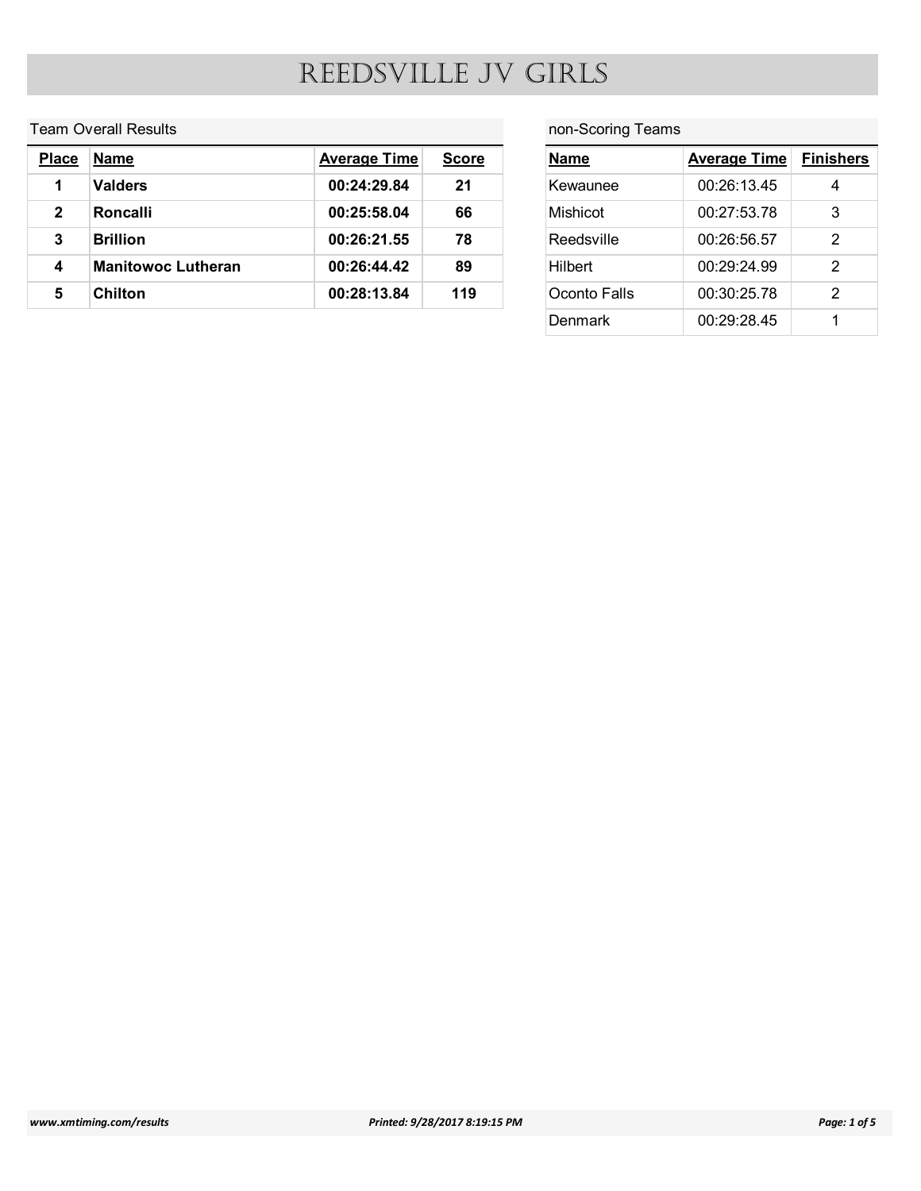# REEDSVILLE JV GIRLS

## Team Overall Results

| Place | Name | Average Time | Score |
|---|---|---|---|
| **1** | **Valders** | **00:24:29.84** | **21** |
| **2** | **Roncalli** | **00:25:58.04** | **66** |
| **3** | **Brillion** | **00:26:21.55** | **78** |
| **4** | **Manitowoc Lutheran** | **00:26:44.42** | **89** |
| **5** | **Chilton** | **00:28:13.84** | **119** |

## non-Scoring Teams

| Name | Average Time | Finishers |
|---|---|---|
| Kewaunee | 00:26:13.45 | 4 |
| Mishicot | 00:27:53.78 | 3 |
| Reedsville | 00:26:56.57 | 2 |
| Hilbert | 00:29:24.99 | 2 |
| Oconto Falls | 00:30:25.78 | 2 |
| Denmark | 00:29:28.45 | 1 |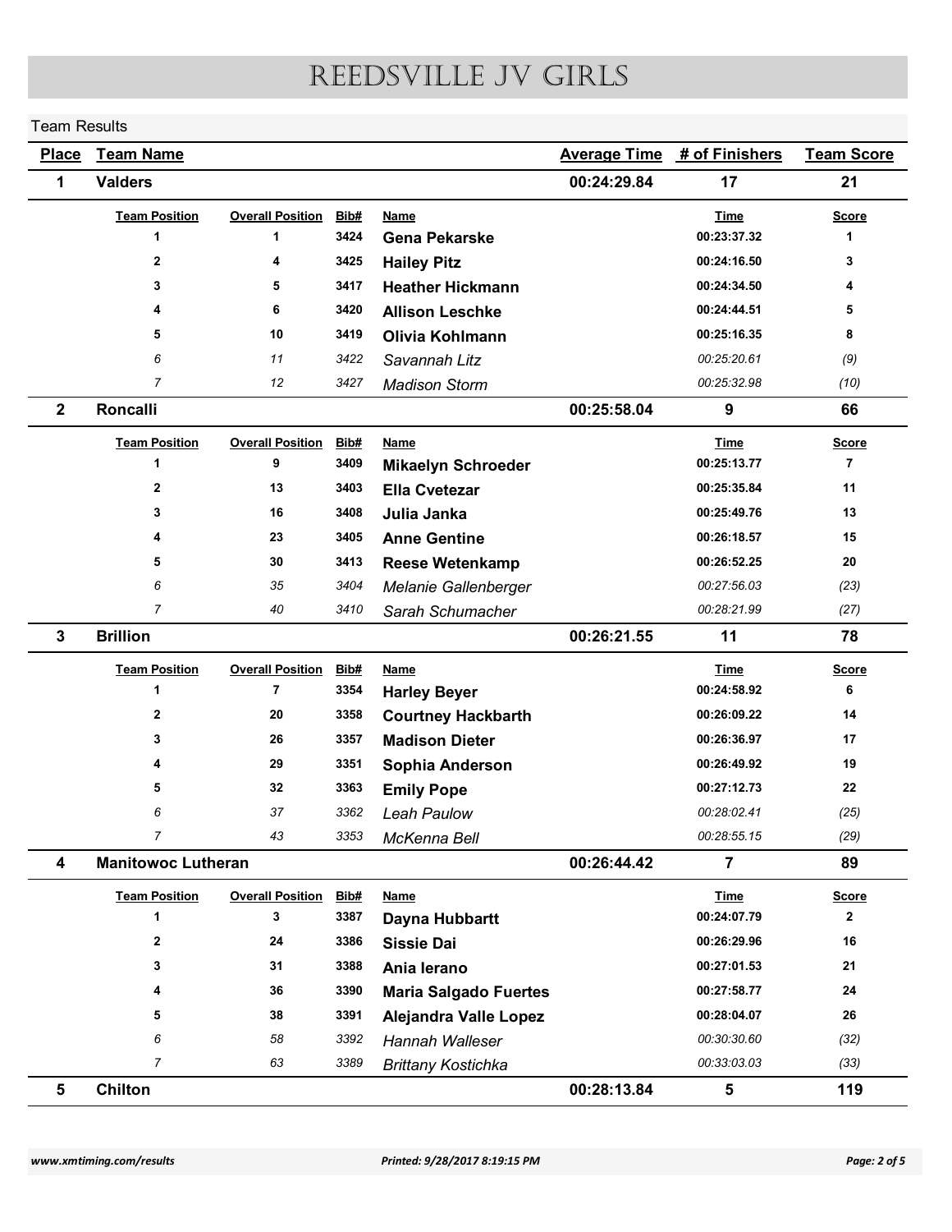# REEDSVILLE JV GIRLS

Team Results

| Place | Team Name | Average Time | # of Finishers | Team Score |
|---|---|---|---|---|
| 1 | Valders | 00:24:29.84 | 17 | 21 |

| Team Position | Overall Position | Bib# | Name | Time | Score |
|---|---|---|---|---|---|
| 1 | 1 | 3424 | Gena Pekarske | 00:23:37.32 | 1 |
| 2 | 4 | 3425 | Hailey Pitz | 00:24:16.50 | 3 |
| 3 | 5 | 3417 | Heather Hickmann | 00:24:34.50 | 4 |
| 4 | 6 | 3420 | Allison Leschke | 00:24:44.51 | 5 |
| 5 | 10 | 3419 | Olivia Kohlmann | 00:25:16.35 | 8 |
| *6* | *11* | *3422* | *Savannah Litz* | *00:25:20.61* | *(9)* |
| *7* | *12* | *3427* | *Madison Storm* | *00:25:32.98* | *(10)* |

| Place | Team Name | Average Time | # of Finishers | Team Score |
|---|---|---|---|---|
| 2 | Roncalli | 00:25:58.04 | 9 | 66 |

| Team Position | Overall Position | Bib# | Name | Time | Score |
|---|---|---|---|---|---|
| 1 | 9 | 3409 | Mikaelyn Schroeder | 00:25:13.77 | 7 |
| 2 | 13 | 3403 | Ella Cvetezar | 00:25:35.84 | 11 |
| 3 | 16 | 3408 | Julia Janka | 00:25:49.76 | 13 |
| 4 | 23 | 3405 | Anne Gentine | 00:26:18.57 | 15 |
| 5 | 30 | 3413 | Reese Wetenkamp | 00:26:52.25 | 20 |
| *6* | *35* | *3404* | *Melanie Gallenberger* | *00:27:56.03* | *(23)* |
| *7* | *40* | *3410* | *Sarah Schumacher* | *00:28:21.99* | *(27)* |

| Place | Team Name | Average Time | # of Finishers | Team Score |
|---|---|---|---|---|
| 3 | Brillion | 00:26:21.55 | 11 | 78 |

| Team Position | Overall Position | Bib# | Name | Time | Score |
|---|---|---|---|---|---|
| 1 | 7 | 3354 | Harley Beyer | 00:24:58.92 | 6 |
| 2 | 20 | 3358 | Courtney Hackbarth | 00:26:09.22 | 14 |
| 3 | 26 | 3357 | Madison Dieter | 00:26:36.97 | 17 |
| 4 | 29 | 3351 | Sophia Anderson | 00:26:49.92 | 19 |
| 5 | 32 | 3363 | Emily Pope | 00:27:12.73 | 22 |
| *6* | *37* | *3362* | *Leah Paulow* | *00:28:02.41* | *(25)* |
| *7* | *43* | *3353* | *McKenna Bell* | *00:28:55.15* | *(29)* |

| Place | Team Name | Average Time | # of Finishers | Team Score |
|---|---|---|---|---|
| 4 | Manitowoc Lutheran | 00:26:44.42 | 7 | 89 |

| Team Position | Overall Position | Bib# | Name | Time | Score |
|---|---|---|---|---|---|
| 1 | 3 | 3387 | Dayna Hubbartt | 00:24:07.79 | 2 |
| 2 | 24 | 3386 | Sissie Dai | 00:26:29.96 | 16 |
| 3 | 31 | 3388 | Ania Ierano | 00:27:01.53 | 21 |
| 4 | 36 | 3390 | Maria Salgado Fuertes | 00:27:58.77 | 24 |
| 5 | 38 | 3391 | Alejandra Valle Lopez | 00:28:04.07 | 26 |
| *6* | *58* | *3392* | *Hannah Walleser* | *00:30:30.60* | *(32)* |
| *7* | *63* | *3389* | *Brittany Kostichka* | *00:33:03.03* | *(33)* |

| Place | Team Name | Average Time | # of Finishers | Team Score |
|---|---|---|---|---|
| 5 | Chilton | 00:28:13.84 | 5 | 119 |

www.xmtiming.com/results — Printed: 9/28/2017 8:19:15 PM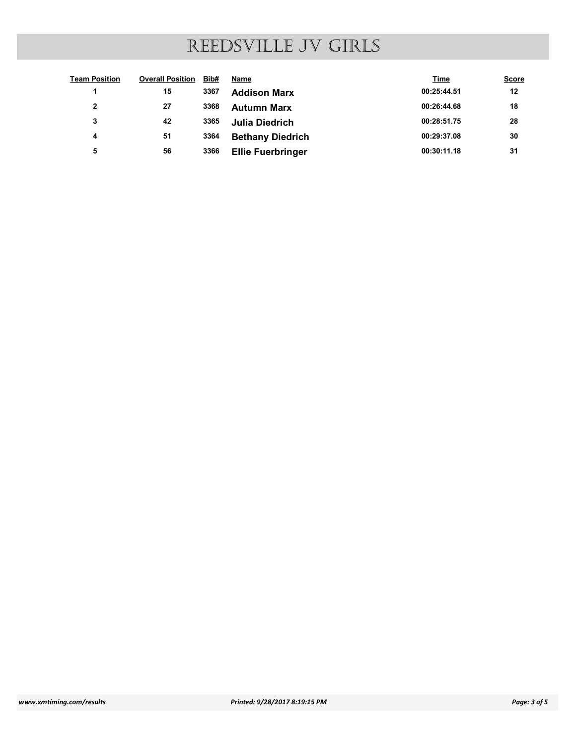# REEDSVILLE JV GIRLS

| Team Position | Overall Position | Bib# | Name | Time | Score |
|---|---|---|---|---|---|
| 1 | 15 | 3367 | **Addison Marx** | 00:25:44.51 | 12 |
| 2 | 27 | 3368 | **Autumn Marx** | 00:26:44.68 | 18 |
| 3 | 42 | 3365 | **Julia Diedrich** | 00:28:51.75 | 28 |
| 4 | 51 | 3364 | **Bethany Diedrich** | 00:29:37.08 | 30 |
| 5 | 56 | 3366 | **Ellie Fuerbringer** | 00:30:11.18 | 31 |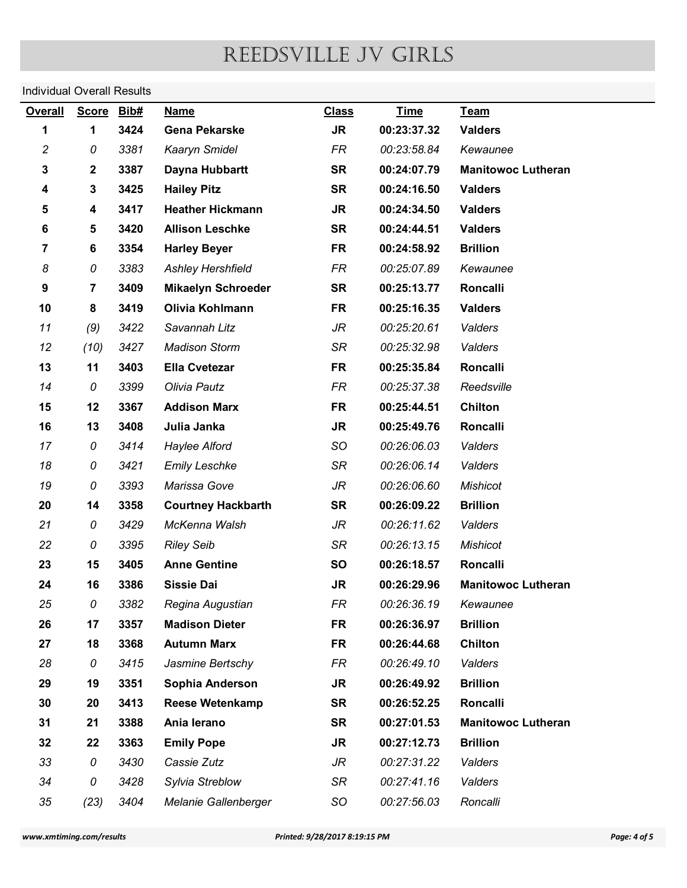# REEDSVILLE JV GIRLS

Individual Overall Results

| Overall | Score | Bib# | Name | Class | Time | Team |
|---|---|---|---|---|---|---|
| **1** | **1** | **3424** | **Gena Pekarske** | **JR** | **00:23:37.32** | **Valders** |
| *2* | *0* | *3381* | *Kaaryn Smidel* | *FR* | *00:23:58.84* | *Kewaunee* |
| **3** | **2** | **3387** | **Dayna Hubbartt** | **SR** | **00:24:07.79** | **Manitowoc Lutheran** |
| **4** | **3** | **3425** | **Hailey Pitz** | **SR** | **00:24:16.50** | **Valders** |
| **5** | **4** | **3417** | **Heather Hickmann** | **JR** | **00:24:34.50** | **Valders** |
| **6** | **5** | **3420** | **Allison Leschke** | **SR** | **00:24:44.51** | **Valders** |
| **7** | **6** | **3354** | **Harley Beyer** | **FR** | **00:24:58.92** | **Brillion** |
| *8* | *0* | *3383* | *Ashley Hershfield* | *FR* | *00:25:07.89* | *Kewaunee* |
| **9** | **7** | **3409** | **Mikaelyn Schroeder** | **SR** | **00:25:13.77** | **Roncalli** |
| **10** | **8** | **3419** | **Olivia Kohlmann** | **FR** | **00:25:16.35** | **Valders** |
| *11* | *(9)* | *3422* | *Savannah Litz* | *JR* | *00:25:20.61* | *Valders* |
| *12* | *(10)* | *3427* | *Madison Storm* | *SR* | *00:25:32.98* | *Valders* |
| **13** | **11** | **3403** | **Ella Cvetezar** | **FR** | **00:25:35.84** | **Roncalli** |
| *14* | *0* | *3399* | *Olivia Pautz* | *FR* | *00:25:37.38* | *Reedsville* |
| **15** | **12** | **3367** | **Addison Marx** | **FR** | **00:25:44.51** | **Chilton** |
| **16** | **13** | **3408** | **Julia Janka** | **JR** | **00:25:49.76** | **Roncalli** |
| *17* | *0* | *3414* | *Haylee Alford* | *SO* | *00:26:06.03* | *Valders* |
| *18* | *0* | *3421* | *Emily Leschke* | *SR* | *00:26:06.14* | *Valders* |
| *19* | *0* | *3393* | *Marissa Gove* | *JR* | *00:26:06.60* | *Mishicot* |
| **20** | **14** | **3358** | **Courtney Hackbarth** | **SR** | **00:26:09.22** | **Brillion** |
| *21* | *0* | *3429* | *McKenna Walsh* | *JR* | *00:26:11.62* | *Valders* |
| *22* | *0* | *3395* | *Riley Seib* | *SR* | *00:26:13.15* | *Mishicot* |
| **23** | **15** | **3405** | **Anne Gentine** | **SO** | **00:26:18.57** | **Roncalli** |
| **24** | **16** | **3386** | **Sissie Dai** | **JR** | **00:26:29.96** | **Manitowoc Lutheran** |
| *25* | *0* | *3382* | *Regina Augustian* | *FR* | *00:26:36.19* | *Kewaunee* |
| **26** | **17** | **3357** | **Madison Dieter** | **FR** | **00:26:36.97** | **Brillion** |
| **27** | **18** | **3368** | **Autumn Marx** | **FR** | **00:26:44.68** | **Chilton** |
| *28* | *0* | *3415* | *Jasmine Bertschy* | *FR* | *00:26:49.10* | *Valders* |
| **29** | **19** | **3351** | **Sophia Anderson** | **JR** | **00:26:49.92** | **Brillion** |
| **30** | **20** | **3413** | **Reese Wetenkamp** | **SR** | **00:26:52.25** | **Roncalli** |
| **31** | **21** | **3388** | **Ania Ierano** | **SR** | **00:27:01.53** | **Manitowoc Lutheran** |
| **32** | **22** | **3363** | **Emily Pope** | **JR** | **00:27:12.73** | **Brillion** |
| *33* | *0* | *3430* | *Cassie Zutz* | *JR* | *00:27:31.22* | *Valders* |
| *34* | *0* | *3428* | *Sylvia Streblow* | *SR* | *00:27:41.16* | *Valders* |
| *35* | *(23)* | *3404* | *Melanie Gallenberger* | *SO* | *00:27:56.03* | *Roncalli* |

*www.xmtiming.com/results* *Printed: 9/28/2017 8:19:15 PM*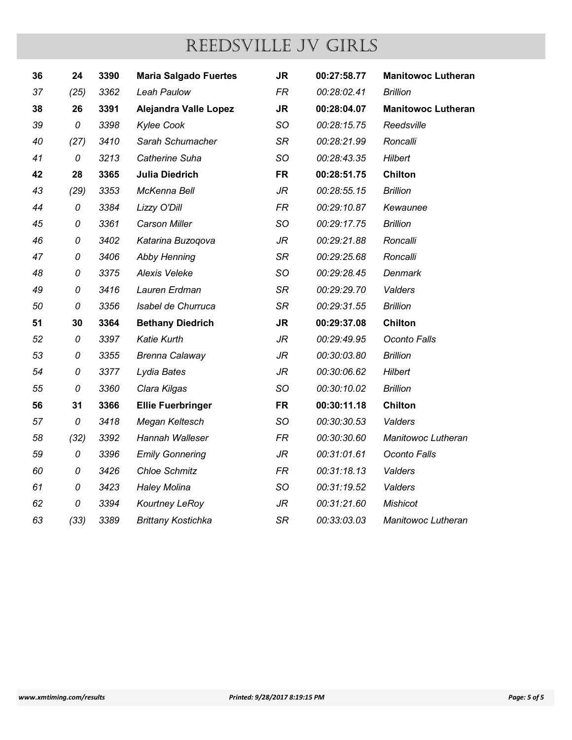# REEDSVILLE JV GIRLS

| | | | | | | |
|---|---|---|---|---|---|---|
| **36** | **24** | **3390** | **Maria Salgado Fuertes** | **JR** | **00:27:58.77** | **Manitowoc Lutheran** |
| *37* | *(25)* | *3362* | *Leah Paulow* | *FR* | *00:28:02.41* | *Brillion* |
| **38** | **26** | **3391** | **Alejandra Valle Lopez** | **JR** | **00:28:04.07** | **Manitowoc Lutheran** |
| *39* | *0* | *3398* | *Kylee Cook* | *SO* | *00:28:15.75* | *Reedsville* |
| *40* | *(27)* | *3410* | *Sarah Schumacher* | *SR* | *00:28:21.99* | *Roncalli* |
| *41* | *0* | *3213* | *Catherine Suha* | *SO* | *00:28:43.35* | *Hilbert* |
| **42** | **28** | **3365** | **Julia Diedrich** | **FR** | **00:28:51.75** | **Chilton** |
| *43* | *(29)* | *3353* | *McKenna Bell* | *JR* | *00:28:55.15* | *Brillion* |
| *44* | *0* | *3384* | *Lizzy O'Dill* | *FR* | *00:29:10.87* | *Kewaunee* |
| *45* | *0* | *3361* | *Carson Miller* | *SO* | *00:29:17.75* | *Brillion* |
| *46* | *0* | *3402* | *Katarina Buzoqova* | *JR* | *00:29:21.88* | *Roncalli* |
| *47* | *0* | *3406* | *Abby Henning* | *SR* | *00:29:25.68* | *Roncalli* |
| *48* | *0* | *3375* | *Alexis Veleke* | *SO* | *00:29:28.45* | *Denmark* |
| *49* | *0* | *3416* | *Lauren Erdman* | *SR* | *00:29:29.70* | *Valders* |
| *50* | *0* | *3356* | *Isabel de Churruca* | *SR* | *00:29:31.55* | *Brillion* |
| **51** | **30** | **3364** | **Bethany Diedrich** | **JR** | **00:29:37.08** | **Chilton** |
| *52* | *0* | *3397* | *Katie Kurth* | *JR* | *00:29:49.95* | *Oconto Falls* |
| *53* | *0* | *3355* | *Brenna Calaway* | *JR* | *00:30:03.80* | *Brillion* |
| *54* | *0* | *3377* | *Lydia Bates* | *JR* | *00:30:06.62* | *Hilbert* |
| *55* | *0* | *3360* | *Clara Kilgas* | *SO* | *00:30:10.02* | *Brillion* |
| **56** | **31** | **3366** | **Ellie Fuerbringer** | **FR** | **00:30:11.18** | **Chilton** |
| *57* | *0* | *3418* | *Megan Keltesch* | *SO* | *00:30:30.53* | *Valders* |
| *58* | *(32)* | *3392* | *Hannah Walleser* | *FR* | *00:30:30.60* | *Manitowoc Lutheran* |
| *59* | *0* | *3396* | *Emily Gonnering* | *JR* | *00:31:01.61* | *Oconto Falls* |
| *60* | *0* | *3426* | *Chloe Schmitz* | *FR* | *00:31:18.13* | *Valders* |
| *61* | *0* | *3423* | *Haley Molina* | *SO* | *00:31:19.52* | *Valders* |
| *62* | *0* | *3394* | *Kourtney LeRoy* | *JR* | *00:31:21.60* | *Mishicot* |
| *63* | *(33)* | *3389* | *Brittany Kostichka* | *SR* | *00:33:03.03* | *Manitowoc Lutheran* |